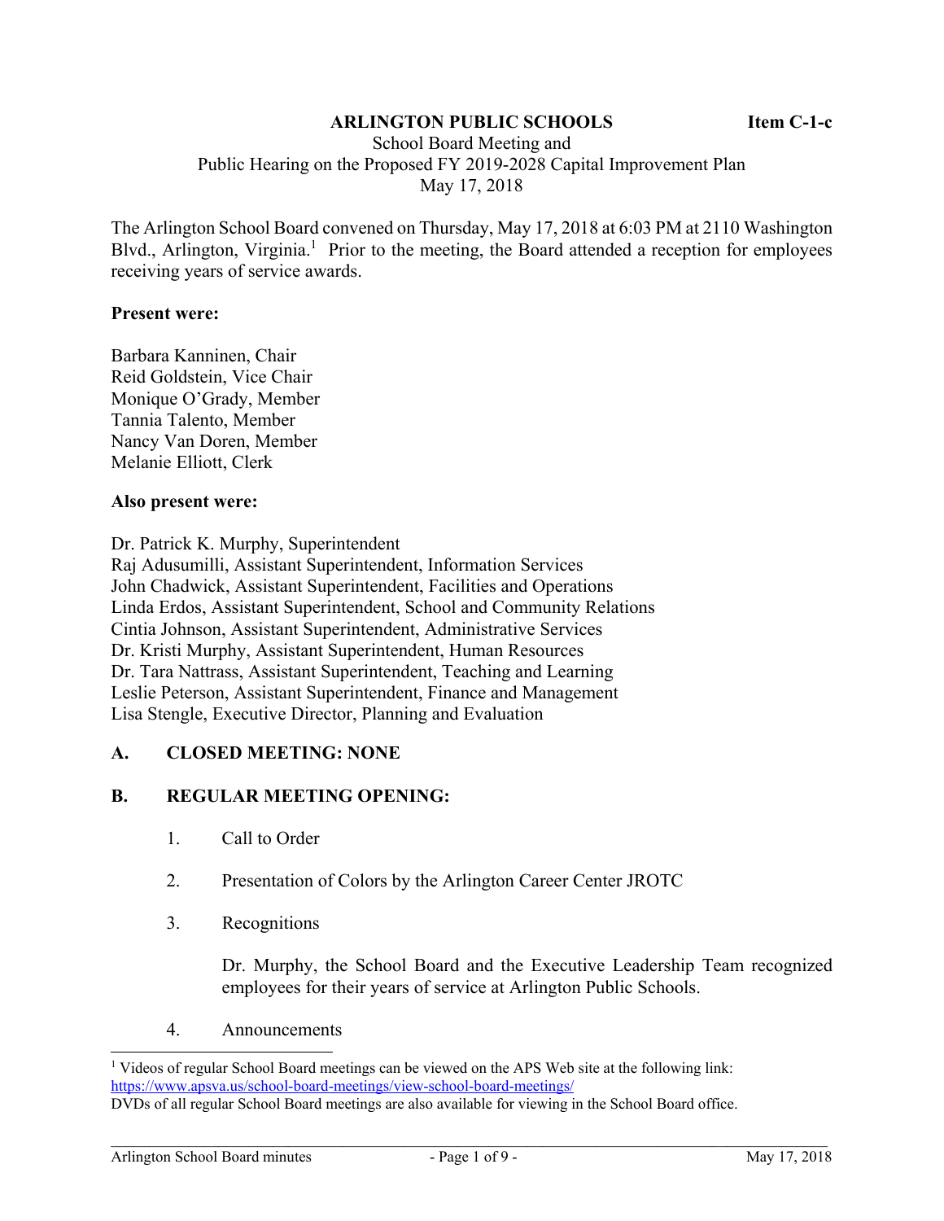**ARLINGTON PUBLIC SCHOOLS** **Item C-1-c**

School Board Meeting and
Public Hearing on the Proposed FY 2019-2028 Capital Improvement Plan
May 17, 2018

The Arlington School Board convened on Thursday, May 17, 2018 at 6:03 PM at 2110 Washington Blvd., Arlington, Virginia.[1] Prior to the meeting, the Board attended a reception for employees receiving years of service awards.

**Present were:**

Barbara Kanninen, Chair
Reid Goldstein, Vice Chair
Monique O'Grady, Member
Tannia Talento, Member
Nancy Van Doren, Member
Melanie Elliott, Clerk

**Also present were:**

Dr. Patrick K. Murphy, Superintendent
Raj Adusumilli, Assistant Superintendent, Information Services
John Chadwick, Assistant Superintendent, Facilities and Operations
Linda Erdos, Assistant Superintendent, School and Community Relations
Cintia Johnson, Assistant Superintendent, Administrative Services
Dr. Kristi Murphy, Assistant Superintendent, Human Resources
Dr. Tara Nattrass, Assistant Superintendent, Teaching and Learning
Leslie Peterson, Assistant Superintendent, Finance and Management
Lisa Stengle, Executive Director, Planning and Evaluation

## A. CLOSED MEETING: NONE

## B. REGULAR MEETING OPENING:

1. Call to Order

2. Presentation of Colors by the Arlington Career Center JROTC

3. Recognitions

   Dr. Murphy, the School Board and the Executive Leadership Team recognized employees for their years of service at Arlington Public Schools.

4. Announcements

---

[1] Videos of regular School Board meetings can be viewed on the APS Web site at the following link: https://www.apsva.us/school-board-meetings/view-school-board-meetings/
DVDs of all regular School Board meetings are also available for viewing in the School Board office.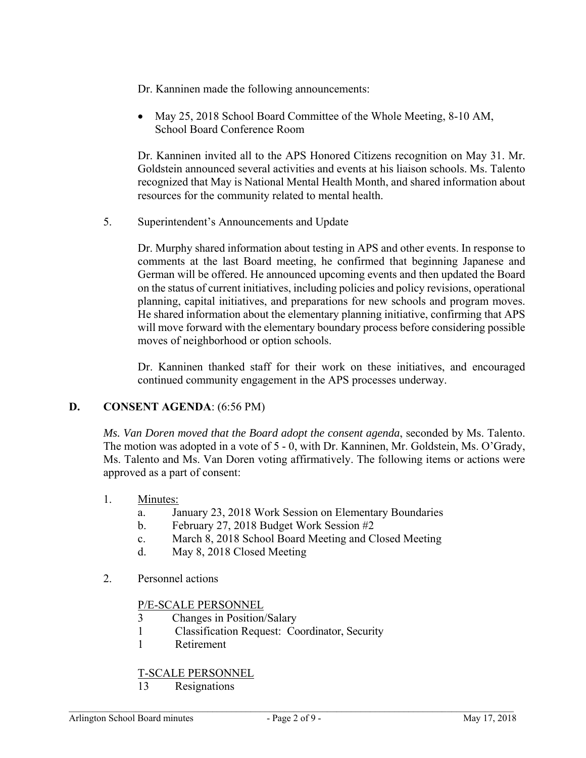Dr. Kanninen made the following announcements:

- May 25, 2018 School Board Committee of the Whole Meeting, 8-10 AM, School Board Conference Room

Dr. Kanninen invited all to the APS Honored Citizens recognition on May 31. Mr. Goldstein announced several activities and events at his liaison schools. Ms. Talento recognized that May is National Mental Health Month, and shared information about resources for the community related to mental health.

5. Superintendent's Announcements and Update

Dr. Murphy shared information about testing in APS and other events. In response to comments at the last Board meeting, he confirmed that beginning Japanese and German will be offered. He announced upcoming events and then updated the Board on the status of current initiatives, including policies and policy revisions, operational planning, capital initiatives, and preparations for new schools and program moves. He shared information about the elementary planning initiative, confirming that APS will move forward with the elementary boundary process before considering possible moves of neighborhood or option schools.

Dr. Kanninen thanked staff for their work on these initiatives, and encouraged continued community engagement in the APS processes underway.

## D. CONSENT AGENDA: (6:56 PM)

*Ms. Van Doren moved that the Board adopt the consent agenda*, seconded by Ms. Talento. The motion was adopted in a vote of 5 - 0, with Dr. Kanninen, Mr. Goldstein, Ms. O'Grady, Ms. Talento and Ms. Van Doren voting affirmatively. The following items or actions were approved as a part of consent:

1. Minutes:
   a. January 23, 2018 Work Session on Elementary Boundaries
   b. February 27, 2018 Budget Work Session #2
   c. March 8, 2018 School Board Meeting and Closed Meeting
   d. May 8, 2018 Closed Meeting

2. Personnel actions

   P/E-SCALE PERSONNEL
   3 Changes in Position/Salary
   1 Classification Request: Coordinator, Security
   1 Retirement

   T-SCALE PERSONNEL
   13 Resignations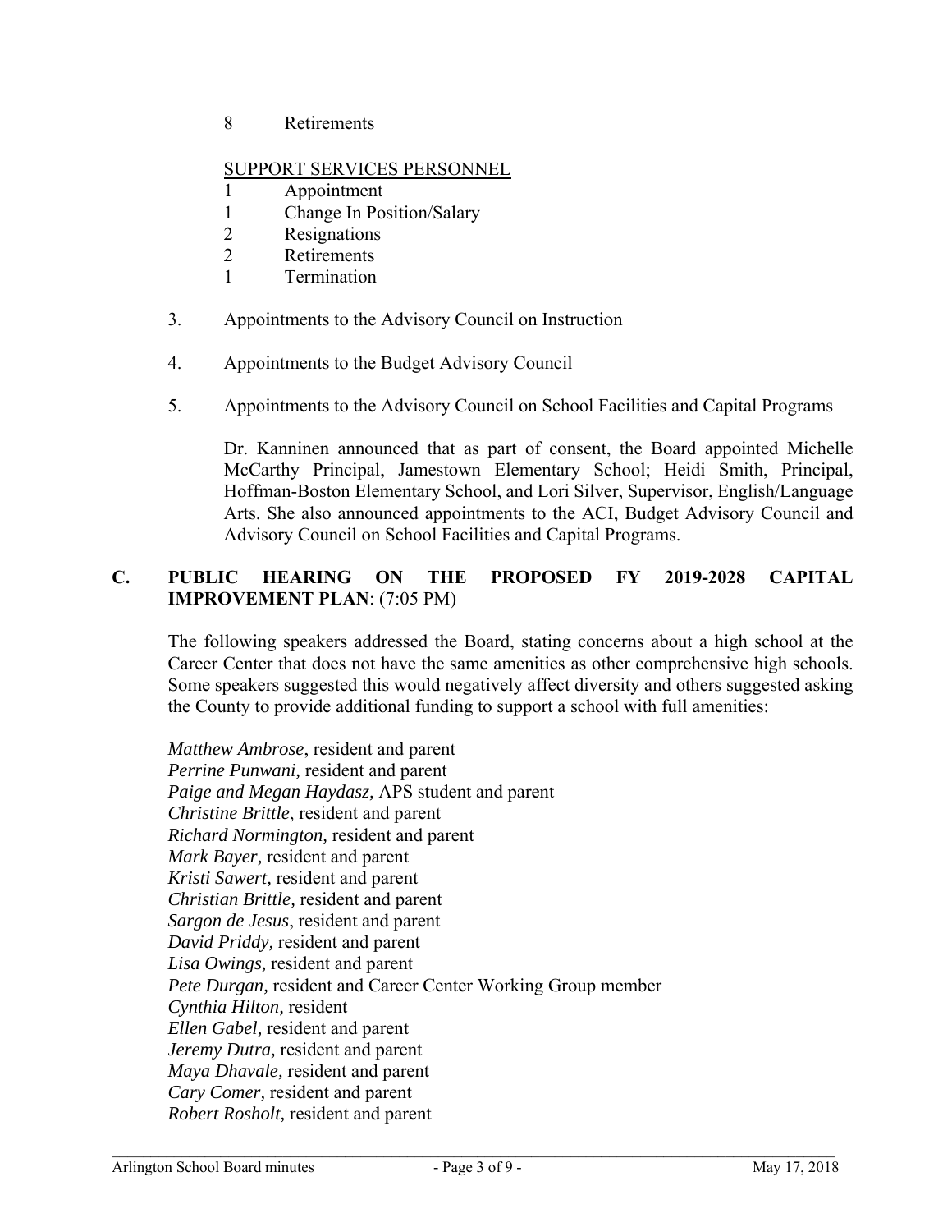8 Retirements

SUPPORT SERVICES PERSONNEL

1 Appointment
1 Change In Position/Salary
2 Resignations
2 Retirements
1 Termination

3. Appointments to the Advisory Council on Instruction

4. Appointments to the Budget Advisory Council

5. Appointments to the Advisory Council on School Facilities and Capital Programs

Dr. Kanninen announced that as part of consent, the Board appointed Michelle McCarthy Principal, Jamestown Elementary School; Heidi Smith, Principal, Hoffman-Boston Elementary School, and Lori Silver, Supervisor, English/Language Arts. She also announced appointments to the ACI, Budget Advisory Council and Advisory Council on School Facilities and Capital Programs.

## C. PUBLIC HEARING ON THE PROPOSED FY 2019-2028 CAPITAL IMPROVEMENT PLAN: (7:05 PM)

The following speakers addressed the Board, stating concerns about a high school at the Career Center that does not have the same amenities as other comprehensive high schools. Some speakers suggested this would negatively affect diversity and others suggested asking the County to provide additional funding to support a school with full amenities:

*Matthew Ambrose*, resident and parent
*Perrine Punwani,* resident and parent
*Paige and Megan Haydasz,* APS student and parent
*Christine Brittle*, resident and parent
*Richard Normington,* resident and parent
*Mark Bayer,* resident and parent
*Kristi Sawert,* resident and parent
*Christian Brittle,* resident and parent
*Sargon de Jesus*, resident and parent
*David Priddy,* resident and parent
*Lisa Owings,* resident and parent
*Pete Durgan,* resident and Career Center Working Group member
*Cynthia Hilton,* resident
*Ellen Gabel,* resident and parent
*Jeremy Dutra,* resident and parent
*Maya Dhavale,* resident and parent
*Cary Comer,* resident and parent
*Robert Rosholt,* resident and parent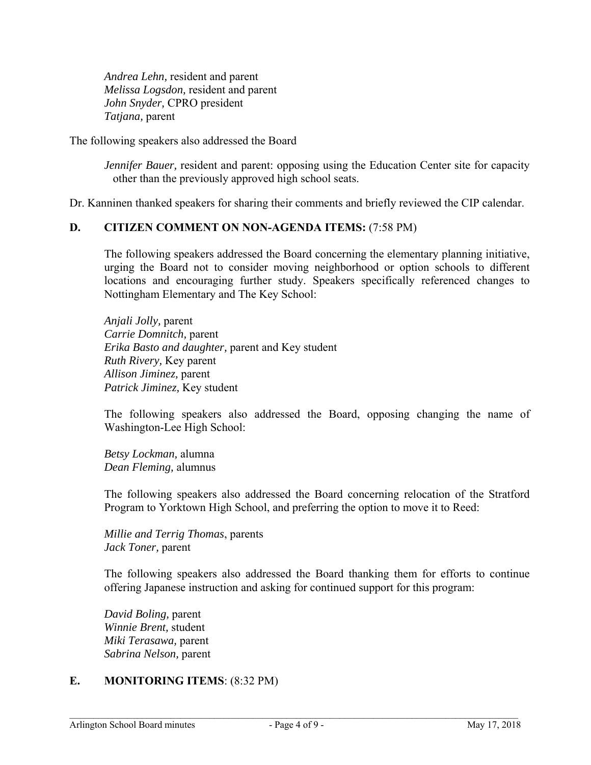*Andrea Lehn,* resident and parent
*Melissa Logsdon,* resident and parent
*John Snyder,* CPRO president
*Tatjana,* parent

The following speakers also addressed the Board

*Jennifer Bauer,* resident and parent: opposing using the Education Center site for capacity other than the previously approved high school seats.

Dr. Kanninen thanked speakers for sharing their comments and briefly reviewed the CIP calendar.

**D. CITIZEN COMMENT ON NON-AGENDA ITEMS:** (7:58 PM)

The following speakers addressed the Board concerning the elementary planning initiative, urging the Board not to consider moving neighborhood or option schools to different locations and encouraging further study. Speakers specifically referenced changes to Nottingham Elementary and The Key School:

*Anjali Jolly,* parent
*Carrie Domnitch,* parent
*Erika Basto and daughter,* parent and Key student
*Ruth Rivery,* Key parent
*Allison Jiminez,* parent
*Patrick Jiminez,* Key student

The following speakers also addressed the Board, opposing changing the name of Washington-Lee High School:

*Betsy Lockman,* alumna
*Dean Fleming,* alumnus

The following speakers also addressed the Board concerning relocation of the Stratford Program to Yorktown High School, and preferring the option to move it to Reed:

*Millie and Terrig Thomas*, parents
*Jack Toner,* parent

The following speakers also addressed the Board thanking them for efforts to continue offering Japanese instruction and asking for continued support for this program:

*David Boling,* parent
*Winnie Brent,* student
*Miki Terasawa,* parent
*Sabrina Nelson*, parent

**E. MONITORING ITEMS**: (8:32 PM)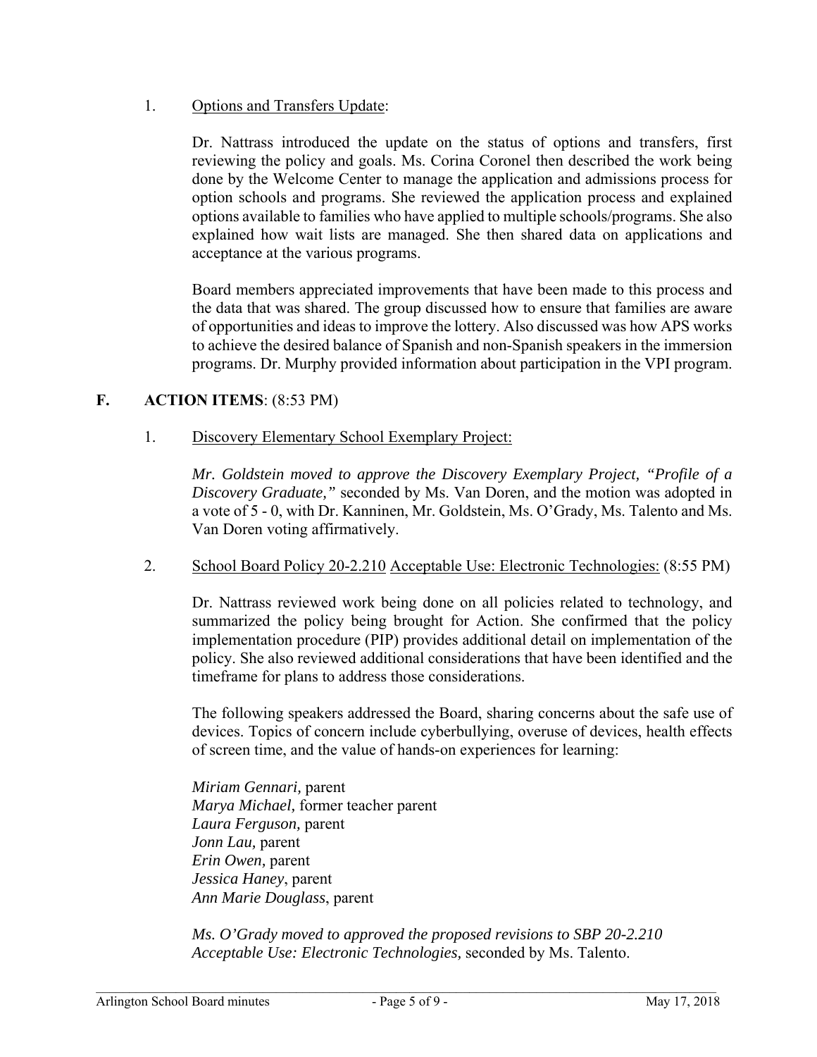1. Options and Transfers Update:

Dr. Nattrass introduced the update on the status of options and transfers, first reviewing the policy and goals. Ms. Corina Coronel then described the work being done by the Welcome Center to manage the application and admissions process for option schools and programs. She reviewed the application process and explained options available to families who have applied to multiple schools/programs. She also explained how wait lists are managed. She then shared data on applications and acceptance at the various programs.

Board members appreciated improvements that have been made to this process and the data that was shared. The group discussed how to ensure that families are aware of opportunities and ideas to improve the lottery. Also discussed was how APS works to achieve the desired balance of Spanish and non-Spanish speakers in the immersion programs. Dr. Murphy provided information about participation in the VPI program.

## F. ACTION ITEMS: (8:53 PM)

1. Discovery Elementary School Exemplary Project:

*Mr. Goldstein moved to approve the Discovery Exemplary Project, "Profile of a Discovery Graduate,"* seconded by Ms. Van Doren, and the motion was adopted in a vote of 5 - 0, with Dr. Kanninen, Mr. Goldstein, Ms. O'Grady, Ms. Talento and Ms. Van Doren voting affirmatively.

2. School Board Policy 20-2.210 Acceptable Use: Electronic Technologies: (8:55 PM)

Dr. Nattrass reviewed work being done on all policies related to technology, and summarized the policy being brought for Action. She confirmed that the policy implementation procedure (PIP) provides additional detail on implementation of the policy. She also reviewed additional considerations that have been identified and the timeframe for plans to address those considerations.

The following speakers addressed the Board, sharing concerns about the safe use of devices. Topics of concern include cyberbullying, overuse of devices, health effects of screen time, and the value of hands-on experiences for learning:

*Miriam Gennari,* parent
*Marya Michael,* former teacher parent
*Laura Ferguson,* parent
*Jonn Lau,* parent
*Erin Owen,* parent
*Jessica Haney*, parent
*Ann Marie Douglass*, parent

*Ms. O'Grady moved to approved the proposed revisions to SBP 20-2.210 Acceptable Use: Electronic Technologies,* seconded by Ms. Talento.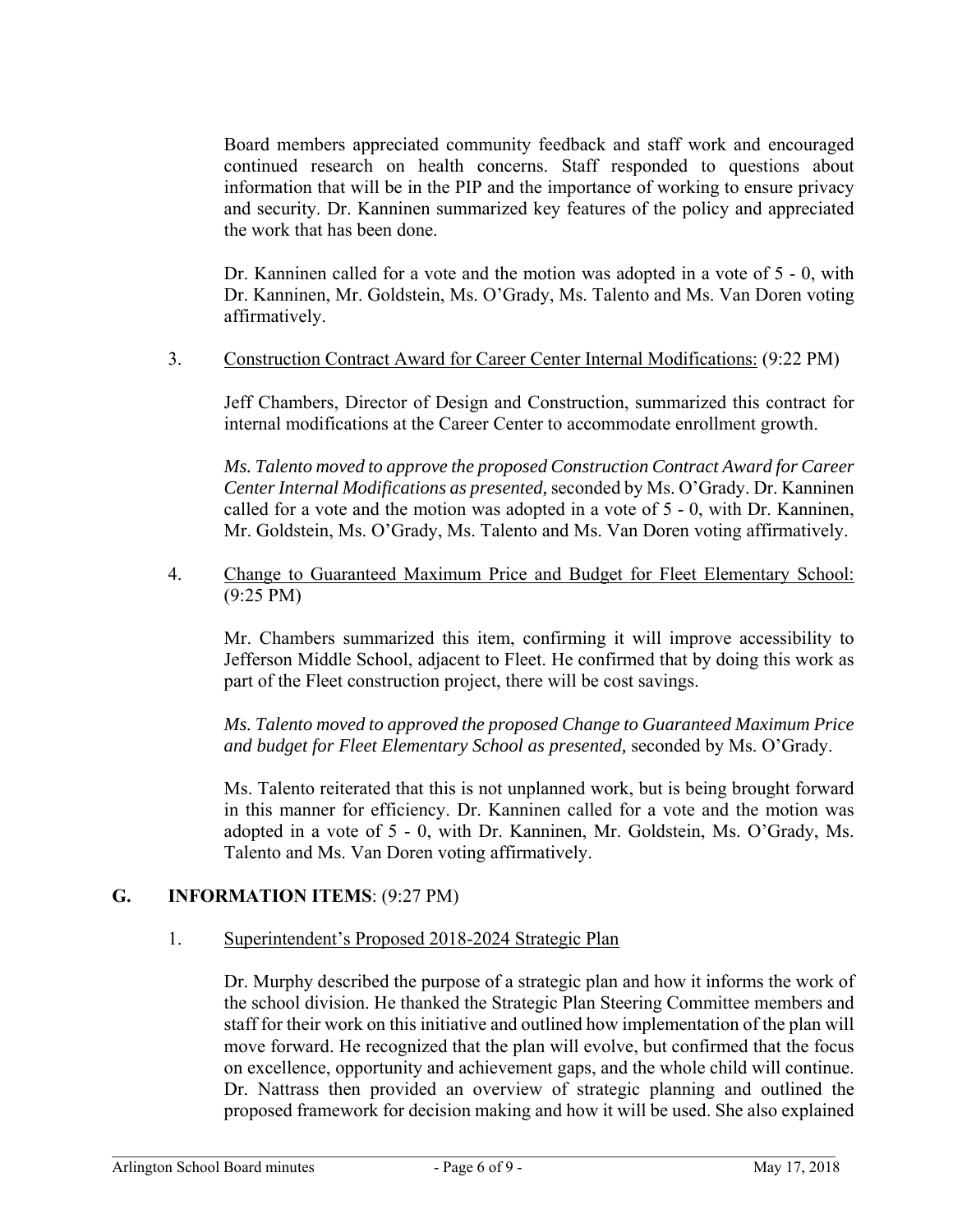Board members appreciated community feedback and staff work and encouraged continued research on health concerns. Staff responded to questions about information that will be in the PIP and the importance of working to ensure privacy and security. Dr. Kanninen summarized key features of the policy and appreciated the work that has been done.

Dr. Kanninen called for a vote and the motion was adopted in a vote of 5 - 0, with Dr. Kanninen, Mr. Goldstein, Ms. O'Grady, Ms. Talento and Ms. Van Doren voting affirmatively.

3. Construction Contract Award for Career Center Internal Modifications: (9:22 PM)

   Jeff Chambers, Director of Design and Construction, summarized this contract for internal modifications at the Career Center to accommodate enrollment growth.

   *Ms. Talento moved to approve the proposed Construction Contract Award for Career Center Internal Modifications as presented,* seconded by Ms. O'Grady. Dr. Kanninen called for a vote and the motion was adopted in a vote of 5 - 0, with Dr. Kanninen, Mr. Goldstein, Ms. O'Grady, Ms. Talento and Ms. Van Doren voting affirmatively.

4. Change to Guaranteed Maximum Price and Budget for Fleet Elementary School: (9:25 PM)

   Mr. Chambers summarized this item, confirming it will improve accessibility to Jefferson Middle School, adjacent to Fleet. He confirmed that by doing this work as part of the Fleet construction project, there will be cost savings.

   *Ms. Talento moved to approved the proposed Change to Guaranteed Maximum Price and budget for Fleet Elementary School as presented,* seconded by Ms. O'Grady.

   Ms. Talento reiterated that this is not unplanned work, but is being brought forward in this manner for efficiency. Dr. Kanninen called for a vote and the motion was adopted in a vote of 5 - 0, with Dr. Kanninen, Mr. Goldstein, Ms. O'Grady, Ms. Talento and Ms. Van Doren voting affirmatively.

## G. INFORMATION ITEMS: (9:27 PM)

1. Superintendent's Proposed 2018-2024 Strategic Plan

   Dr. Murphy described the purpose of a strategic plan and how it informs the work of the school division. He thanked the Strategic Plan Steering Committee members and staff for their work on this initiative and outlined how implementation of the plan will move forward. He recognized that the plan will evolve, but confirmed that the focus on excellence, opportunity and achievement gaps, and the whole child will continue. Dr. Nattrass then provided an overview of strategic planning and outlined the proposed framework for decision making and how it will be used. She also explained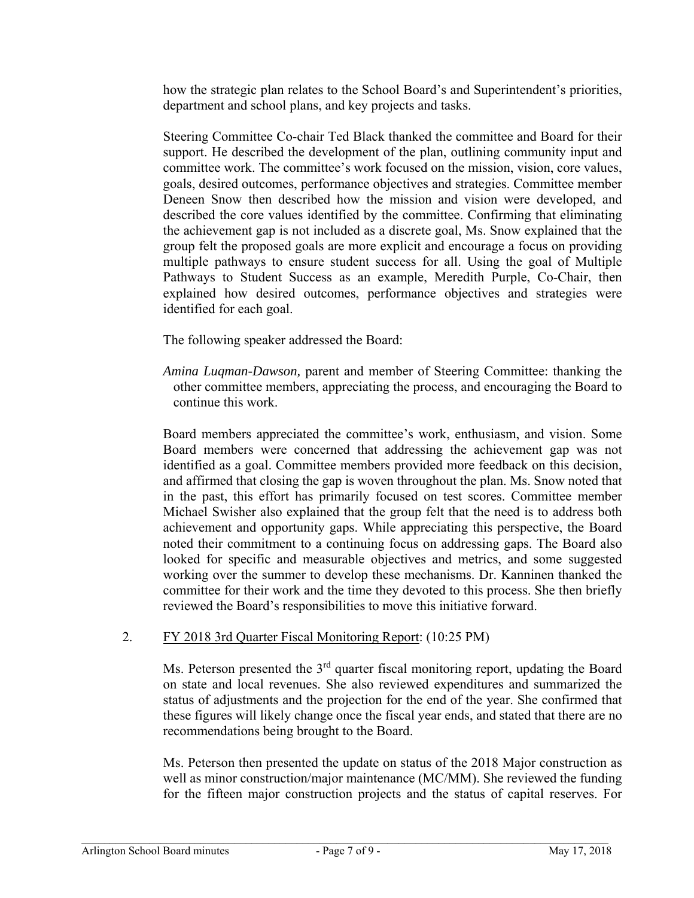how the strategic plan relates to the School Board's and Superintendent's priorities, department and school plans, and key projects and tasks.

Steering Committee Co-chair Ted Black thanked the committee and Board for their support. He described the development of the plan, outlining community input and committee work. The committee's work focused on the mission, vision, core values, goals, desired outcomes, performance objectives and strategies. Committee member Deneen Snow then described how the mission and vision were developed, and described the core values identified by the committee. Confirming that eliminating the achievement gap is not included as a discrete goal, Ms. Snow explained that the group felt the proposed goals are more explicit and encourage a focus on providing multiple pathways to ensure student success for all. Using the goal of Multiple Pathways to Student Success as an example, Meredith Purple, Co-Chair, then explained how desired outcomes, performance objectives and strategies were identified for each goal.

The following speaker addressed the Board:

*Amina Luqman-Dawson,* parent and member of Steering Committee: thanking the other committee members, appreciating the process, and encouraging the Board to continue this work.

Board members appreciated the committee's work, enthusiasm, and vision. Some Board members were concerned that addressing the achievement gap was not identified as a goal. Committee members provided more feedback on this decision, and affirmed that closing the gap is woven throughout the plan. Ms. Snow noted that in the past, this effort has primarily focused on test scores. Committee member Michael Swisher also explained that the group felt that the need is to address both achievement and opportunity gaps. While appreciating this perspective, the Board noted their commitment to a continuing focus on addressing gaps. The Board also looked for specific and measurable objectives and metrics, and some suggested working over the summer to develop these mechanisms. Dr. Kanninen thanked the committee for their work and the time they devoted to this process. She then briefly reviewed the Board's responsibilities to move this initiative forward.

2. FY 2018 3rd Quarter Fiscal Monitoring Report: (10:25 PM)

Ms. Peterson presented the 3rd quarter fiscal monitoring report, updating the Board on state and local revenues. She also reviewed expenditures and summarized the status of adjustments and the projection for the end of the year. She confirmed that these figures will likely change once the fiscal year ends, and stated that there are no recommendations being brought to the Board.

Ms. Peterson then presented the update on status of the 2018 Major construction as well as minor construction/major maintenance (MC/MM). She reviewed the funding for the fifteen major construction projects and the status of capital reserves. For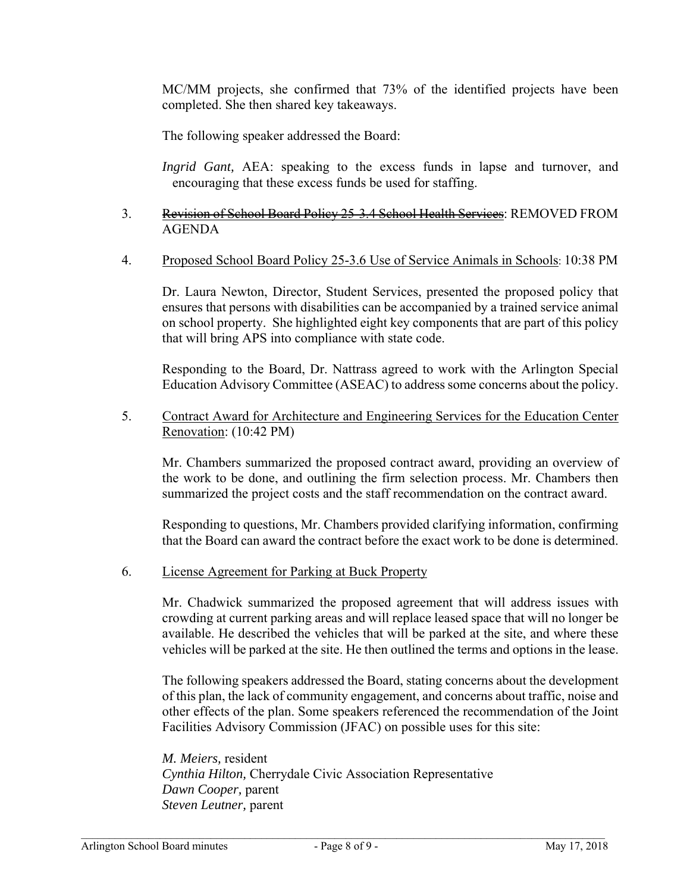MC/MM projects, she confirmed that 73% of the identified projects have been completed. She then shared key takeaways.

The following speaker addressed the Board:

*Ingrid Gant,* AEA: speaking to the excess funds in lapse and turnover, and encouraging that these excess funds be used for staffing.

3. ~~Revision of School Board Policy 25-3.4 School Health Services~~: REMOVED FROM AGENDA

4. Proposed School Board Policy 25-3.6 Use of Service Animals in Schools: 10:38 PM

   Dr. Laura Newton, Director, Student Services, presented the proposed policy that ensures that persons with disabilities can be accompanied by a trained service animal on school property. She highlighted eight key components that are part of this policy that will bring APS into compliance with state code.

   Responding to the Board, Dr. Nattrass agreed to work with the Arlington Special Education Advisory Committee (ASEAC) to address some concerns about the policy.

5. Contract Award for Architecture and Engineering Services for the Education Center Renovation: (10:42 PM)

   Mr. Chambers summarized the proposed contract award, providing an overview of the work to be done, and outlining the firm selection process. Mr. Chambers then summarized the project costs and the staff recommendation on the contract award.

   Responding to questions, Mr. Chambers provided clarifying information, confirming that the Board can award the contract before the exact work to be done is determined.

6. License Agreement for Parking at Buck Property

   Mr. Chadwick summarized the proposed agreement that will address issues with crowding at current parking areas and will replace leased space that will no longer be available. He described the vehicles that will be parked at the site, and where these vehicles will be parked at the site. He then outlined the terms and options in the lease.

   The following speakers addressed the Board, stating concerns about the development of this plan, the lack of community engagement, and concerns about traffic, noise and other effects of the plan. Some speakers referenced the recommendation of the Joint Facilities Advisory Commission (JFAC) on possible uses for this site:

   *M. Meiers,* resident
   *Cynthia Hilton,* Cherrydale Civic Association Representative
   *Dawn Cooper,* parent
   *Steven Leutner,* parent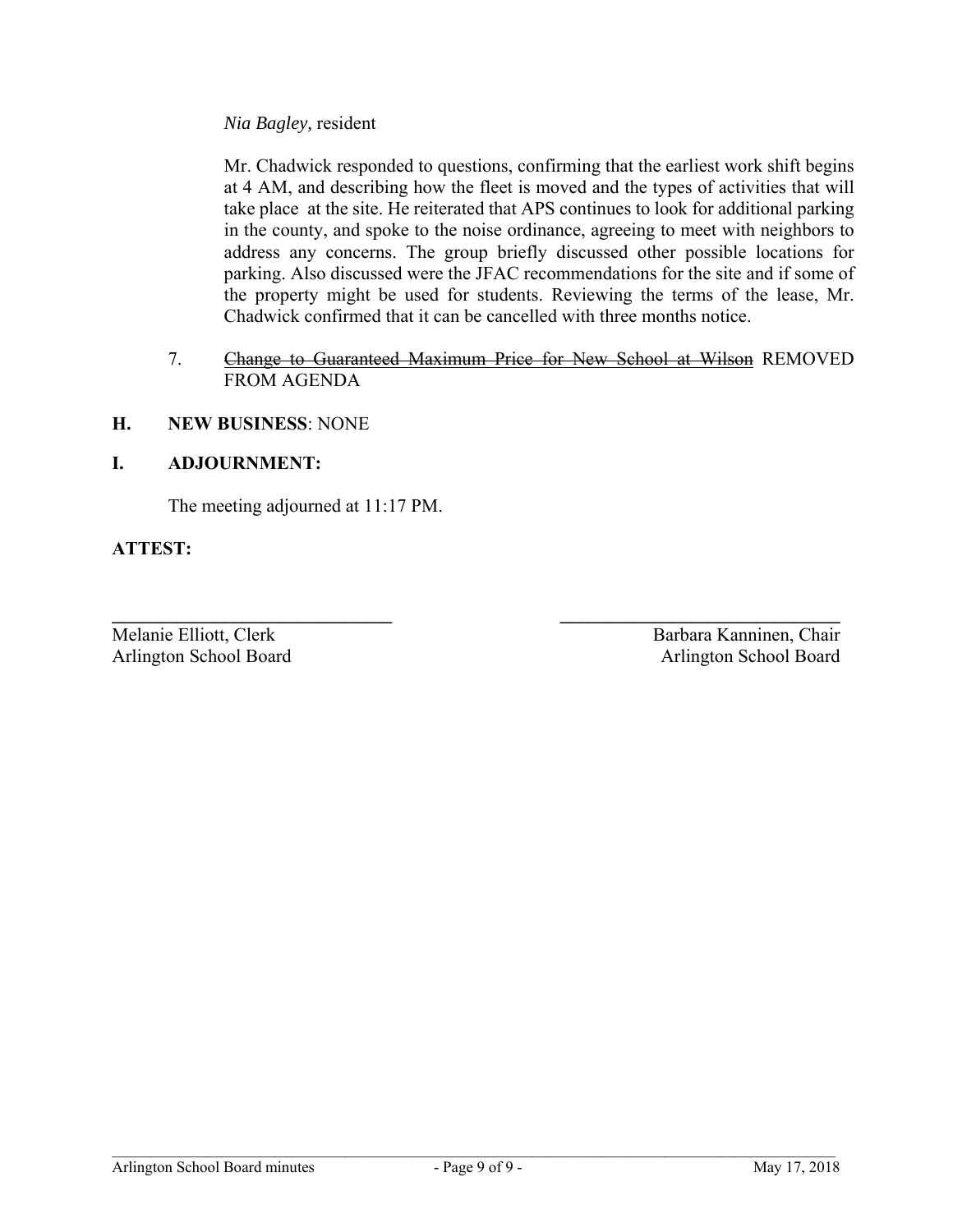*Nia Bagley,* resident

Mr. Chadwick responded to questions, confirming that the earliest work shift begins at 4 AM, and describing how the fleet is moved and the types of activities that will take place at the site. He reiterated that APS continues to look for additional parking in the county, and spoke to the noise ordinance, agreeing to meet with neighbors to address any concerns. The group briefly discussed other possible locations for parking. Also discussed were the JFAC recommendations for the site and if some of the property might be used for students. Reviewing the terms of the lease, Mr. Chadwick confirmed that it can be cancelled with three months notice.

7. ~~Change to Guaranteed Maximum Price for New School at Wilson~~ REMOVED FROM AGENDA

**H. NEW BUSINESS**: NONE

**I. ADJOURNMENT:**

The meeting adjourned at 11:17 PM.

**ATTEST:**

Melanie Elliott, Clerk
Arlington School Board

Barbara Kanninen, Chair
Arlington School Board